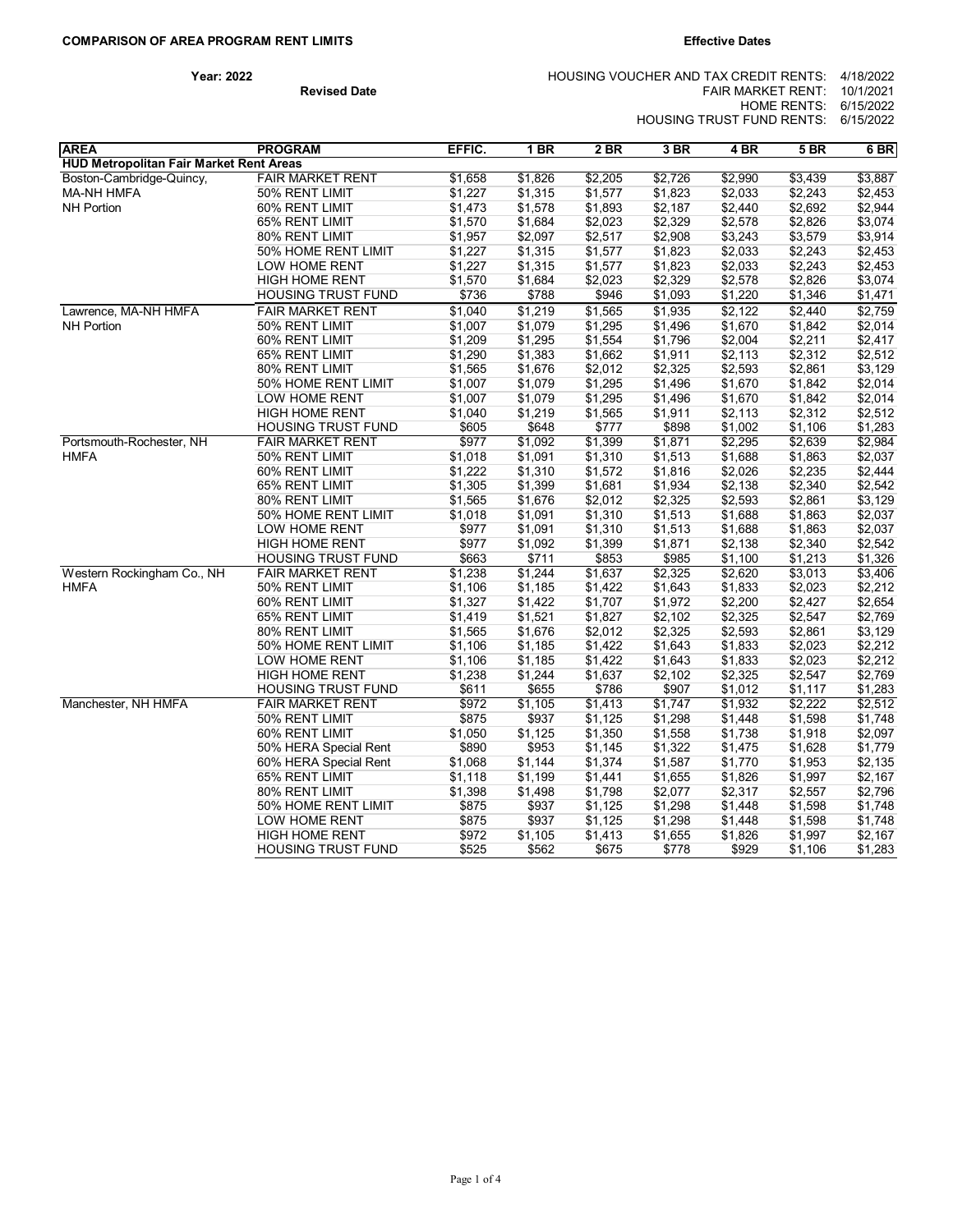**COMPARISON OF AREA PROGRAM RENT LIMITS**

**Effective Dates**

**Year: 2022**

**Revised Date**

HOUSING VOUCHER AND TAX CREDIT RENTS: 4/18/2022
FAIR MARKET RENT: 10/1/2021
HOME RENTS: 6/15/2022
HOUSING TRUST FUND RENTS: 6/15/2022

| AREA | PROGRAM | EFFIC. | 1 BR | 2 BR | 3 BR | 4 BR | 5 BR | 6 BR |
|---|---|---|---|---|---|---|---|---|
| **HUD Metropolitan Fair Market Rent Areas** | | | | | | | | |
| Boston-Cambridge-Quincy, | FAIR MARKET RENT | $1,658 | $1,826 | $2,205 | $2,726 | $2,990 | $3,439 | $3,887 |
| MA-NH HMFA | 50% RENT LIMIT | $1,227 | $1,315 | $1,577 | $1,823 | $2,033 | $2,243 | $2,453 |
| NH Portion | 60% RENT LIMIT | $1,473 | $1,578 | $1,893 | $2,187 | $2,440 | $2,692 | $2,944 |
| | 65% RENT LIMIT | $1,570 | $1,684 | $2,023 | $2,329 | $2,578 | $2,826 | $3,074 |
| | 80% RENT LIMIT | $1,957 | $2,097 | $2,517 | $2,908 | $3,243 | $3,579 | $3,914 |
| | 50% HOME RENT LIMIT | $1,227 | $1,315 | $1,577 | $1,823 | $2,033 | $2,243 | $2,453 |
| | LOW HOME RENT | $1,227 | $1,315 | $1,577 | $1,823 | $2,033 | $2,243 | $2,453 |
| | HIGH HOME RENT | $1,570 | $1,684 | $2,023 | $2,329 | $2,578 | $2,826 | $3,074 |
| | HOUSING TRUST FUND | $736 | $788 | $946 | $1,093 | $1,220 | $1,346 | $1,471 |
| Lawrence, MA-NH HMFA | FAIR MARKET RENT | $1,040 | $1,219 | $1,565 | $1,935 | $2,122 | $2,440 | $2,759 |
| NH Portion | 50% RENT LIMIT | $1,007 | $1,079 | $1,295 | $1,496 | $1,670 | $1,842 | $2,014 |
| | 60% RENT LIMIT | $1,209 | $1,295 | $1,554 | $1,796 | $2,004 | $2,211 | $2,417 |
| | 65% RENT LIMIT | $1,290 | $1,383 | $1,662 | $1,911 | $2,113 | $2,312 | $2,512 |
| | 80% RENT LIMIT | $1,565 | $1,676 | $2,012 | $2,325 | $2,593 | $2,861 | $3,129 |
| | 50% HOME RENT LIMIT | $1,007 | $1,079 | $1,295 | $1,496 | $1,670 | $1,842 | $2,014 |
| | LOW HOME RENT | $1,007 | $1,079 | $1,295 | $1,496 | $1,670 | $1,842 | $2,014 |
| | HIGH HOME RENT | $1,040 | $1,219 | $1,565 | $1,911 | $2,113 | $2,312 | $2,512 |
| | HOUSING TRUST FUND | $605 | $648 | $777 | $898 | $1,002 | $1,106 | $1,283 |
| Portsmouth-Rochester, NH | FAIR MARKET RENT | $977 | $1,092 | $1,399 | $1,871 | $2,295 | $2,639 | $2,984 |
| HMFA | 50% RENT LIMIT | $1,018 | $1,091 | $1,310 | $1,513 | $1,688 | $1,863 | $2,037 |
| | 60% RENT LIMIT | $1,222 | $1,310 | $1,572 | $1,816 | $2,026 | $2,235 | $2,444 |
| | 65% RENT LIMIT | $1,305 | $1,399 | $1,681 | $1,934 | $2,138 | $2,340 | $2,542 |
| | 80% RENT LIMIT | $1,565 | $1,676 | $2,012 | $2,325 | $2,593 | $2,861 | $3,129 |
| | 50% HOME RENT LIMIT | $1,018 | $1,091 | $1,310 | $1,513 | $1,688 | $1,863 | $2,037 |
| | LOW HOME RENT | $977 | $1,091 | $1,310 | $1,513 | $1,688 | $1,863 | $2,037 |
| | HIGH HOME RENT | $977 | $1,092 | $1,399 | $1,871 | $2,138 | $2,340 | $2,542 |
| | HOUSING TRUST FUND | $663 | $711 | $853 | $985 | $1,100 | $1,213 | $1,326 |
| Western Rockingham Co., NH | FAIR MARKET RENT | $1,238 | $1,244 | $1,637 | $2,325 | $2,620 | $3,013 | $3,406 |
| HMFA | 50% RENT LIMIT | $1,106 | $1,185 | $1,422 | $1,643 | $1,833 | $2,023 | $2,212 |
| | 60% RENT LIMIT | $1,327 | $1,422 | $1,707 | $1,972 | $2,200 | $2,427 | $2,654 |
| | 65% RENT LIMIT | $1,419 | $1,521 | $1,827 | $2,102 | $2,325 | $2,547 | $2,769 |
| | 80% RENT LIMIT | $1,565 | $1,676 | $2,012 | $2,325 | $2,593 | $2,861 | $3,129 |
| | 50% HOME RENT LIMIT | $1,106 | $1,185 | $1,422 | $1,643 | $1,833 | $2,023 | $2,212 |
| | LOW HOME RENT | $1,106 | $1,185 | $1,422 | $1,643 | $1,833 | $2,023 | $2,212 |
| | HIGH HOME RENT | $1,238 | $1,244 | $1,637 | $2,102 | $2,325 | $2,547 | $2,769 |
| | HOUSING TRUST FUND | $611 | $655 | $786 | $907 | $1,012 | $1,117 | $1,283 |
| Manchester, NH HMFA | FAIR MARKET RENT | $972 | $1,105 | $1,413 | $1,747 | $1,932 | $2,222 | $2,512 |
| | 50% RENT LIMIT | $875 | $937 | $1,125 | $1,298 | $1,448 | $1,598 | $1,748 |
| | 60% RENT LIMIT | $1,050 | $1,125 | $1,350 | $1,558 | $1,738 | $1,918 | $2,097 |
| | 50% HERA Special Rent | $890 | $953 | $1,145 | $1,322 | $1,475 | $1,628 | $1,779 |
| | 60% HERA Special Rent | $1,068 | $1,144 | $1,374 | $1,587 | $1,770 | $1,953 | $2,135 |
| | 65% RENT LIMIT | $1,118 | $1,199 | $1,441 | $1,655 | $1,826 | $1,997 | $2,167 |
| | 80% RENT LIMIT | $1,398 | $1,498 | $1,798 | $2,077 | $2,317 | $2,557 | $2,796 |
| | 50% HOME RENT LIMIT | $875 | $937 | $1,125 | $1,298 | $1,448 | $1,598 | $1,748 |
| | LOW HOME RENT | $875 | $937 | $1,125 | $1,298 | $1,448 | $1,598 | $1,748 |
| | HIGH HOME RENT | $972 | $1,105 | $1,413 | $1,655 | $1,826 | $1,997 | $2,167 |
| | HOUSING TRUST FUND | $525 | $562 | $675 | $778 | $929 | $1,106 | $1,283 |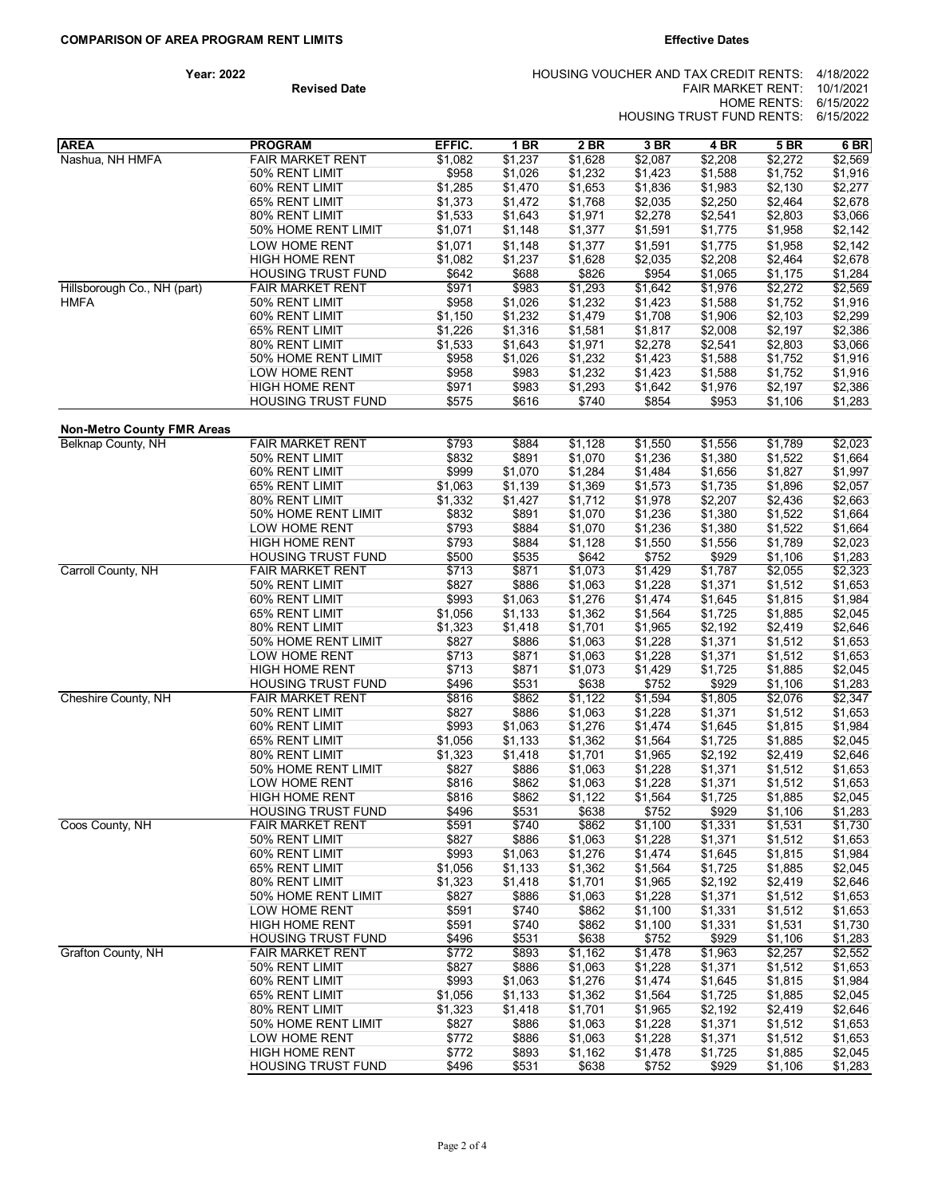**COMPARISON OF AREA PROGRAM RENT LIMITS**

**Year: 2022**

**Revised Date**

**Effective Dates**

HOUSING VOUCHER AND TAX CREDIT RENTS: 4/18/2022
FAIR MARKET RENT: 10/1/2021
HOME RENTS: 6/15/2022
HOUSING TRUST FUND RENTS: 6/15/2022

| AREA | PROGRAM | EFFIC. | 1 BR | 2 BR | 3 BR | 4 BR | 5 BR | 6 BR |
|---|---|---|---|---|---|---|---|---|
| Nashua, NH HMFA | FAIR MARKET RENT | $1,082 | $1,237 | $1,628 | $2,087 | $2,208 | $2,272 | $2,569 |
| | 50% RENT LIMIT | $958 | $1,026 | $1,232 | $1,423 | $1,588 | $1,752 | $1,916 |
| | 60% RENT LIMIT | $1,285 | $1,470 | $1,653 | $1,836 | $1,983 | $2,130 | $2,277 |
| | 65% RENT LIMIT | $1,373 | $1,472 | $1,768 | $2,035 | $2,250 | $2,464 | $2,678 |
| | 80% RENT LIMIT | $1,533 | $1,643 | $1,971 | $2,278 | $2,541 | $2,803 | $3,066 |
| | 50% HOME RENT LIMIT | $1,071 | $1,148 | $1,377 | $1,591 | $1,775 | $1,958 | $2,142 |
| | LOW HOME RENT | $1,071 | $1,148 | $1,377 | $1,591 | $1,775 | $1,958 | $2,142 |
| | HIGH HOME RENT | $1,082 | $1,237 | $1,628 | $2,035 | $2,208 | $2,464 | $2,678 |
| | HOUSING TRUST FUND | $642 | $688 | $826 | $954 | $1,065 | $1,175 | $1,284 |
| Hillsborough Co., NH (part) HMFA | FAIR MARKET RENT | $971 | $983 | $1,293 | $1,642 | $1,976 | $2,272 | $2,569 |
| | 50% RENT LIMIT | $958 | $1,026 | $1,232 | $1,423 | $1,588 | $1,752 | $1,916 |
| | 60% RENT LIMIT | $1,150 | $1,232 | $1,479 | $1,708 | $1,906 | $2,103 | $2,299 |
| | 65% RENT LIMIT | $1,226 | $1,316 | $1,581 | $1,817 | $2,008 | $2,197 | $2,386 |
| | 80% RENT LIMIT | $1,533 | $1,643 | $1,971 | $2,278 | $2,541 | $2,803 | $3,066 |
| | 50% HOME RENT LIMIT | $958 | $1,026 | $1,232 | $1,423 | $1,588 | $1,752 | $1,916 |
| | LOW HOME RENT | $958 | $983 | $1,232 | $1,423 | $1,588 | $1,752 | $1,916 |
| | HIGH HOME RENT | $971 | $983 | $1,293 | $1,642 | $1,976 | $2,197 | $2,386 |
| | HOUSING TRUST FUND | $575 | $616 | $740 | $854 | $953 | $1,106 | $1,283 |
| **Non-Metro County FMR Areas** | | | | | | | | |
| Belknap County, NH | FAIR MARKET RENT | $793 | $884 | $1,128 | $1,550 | $1,556 | $1,789 | $2,023 |
| | 50% RENT LIMIT | $832 | $891 | $1,070 | $1,236 | $1,380 | $1,522 | $1,664 |
| | 60% RENT LIMIT | $999 | $1,070 | $1,284 | $1,484 | $1,656 | $1,827 | $1,997 |
| | 65% RENT LIMIT | $1,063 | $1,139 | $1,369 | $1,573 | $1,735 | $1,896 | $2,057 |
| | 80% RENT LIMIT | $1,332 | $1,427 | $1,712 | $1,978 | $2,207 | $2,436 | $2,663 |
| | 50% HOME RENT LIMIT | $832 | $891 | $1,070 | $1,236 | $1,380 | $1,522 | $1,664 |
| | LOW HOME RENT | $793 | $884 | $1,070 | $1,236 | $1,380 | $1,522 | $1,664 |
| | HIGH HOME RENT | $793 | $884 | $1,128 | $1,550 | $1,556 | $1,789 | $2,023 |
| | HOUSING TRUST FUND | $500 | $535 | $642 | $752 | $929 | $1,106 | $1,283 |
| Carroll County, NH | FAIR MARKET RENT | $713 | $871 | $1,073 | $1,429 | $1,787 | $2,055 | $2,323 |
| | 50% RENT LIMIT | $827 | $886 | $1,063 | $1,228 | $1,371 | $1,512 | $1,653 |
| | 60% RENT LIMIT | $993 | $1,063 | $1,276 | $1,474 | $1,645 | $1,815 | $1,984 |
| | 65% RENT LIMIT | $1,056 | $1,133 | $1,362 | $1,564 | $1,725 | $1,885 | $2,045 |
| | 80% RENT LIMIT | $1,323 | $1,418 | $1,701 | $1,965 | $2,192 | $2,419 | $2,646 |
| | 50% HOME RENT LIMIT | $827 | $886 | $1,063 | $1,228 | $1,371 | $1,512 | $1,653 |
| | LOW HOME RENT | $713 | $871 | $1,063 | $1,228 | $1,371 | $1,512 | $1,653 |
| | HIGH HOME RENT | $713 | $871 | $1,073 | $1,429 | $1,725 | $1,885 | $2,045 |
| | HOUSING TRUST FUND | $496 | $531 | $638 | $752 | $929 | $1,106 | $1,283 |
| Cheshire County, NH | FAIR MARKET RENT | $816 | $862 | $1,122 | $1,594 | $1,805 | $2,076 | $2,347 |
| | 50% RENT LIMIT | $827 | $886 | $1,063 | $1,228 | $1,371 | $1,512 | $1,653 |
| | 60% RENT LIMIT | $993 | $1,063 | $1,276 | $1,474 | $1,645 | $1,815 | $1,984 |
| | 65% RENT LIMIT | $1,056 | $1,133 | $1,362 | $1,564 | $1,725 | $1,885 | $2,045 |
| | 80% RENT LIMIT | $1,323 | $1,418 | $1,701 | $1,965 | $2,192 | $2,419 | $2,646 |
| | 50% HOME RENT LIMIT | $827 | $886 | $1,063 | $1,228 | $1,371 | $1,512 | $1,653 |
| | LOW HOME RENT | $816 | $862 | $1,063 | $1,228 | $1,371 | $1,512 | $1,653 |
| | HIGH HOME RENT | $816 | $862 | $1,122 | $1,564 | $1,725 | $1,885 | $2,045 |
| | HOUSING TRUST FUND | $496 | $531 | $638 | $752 | $929 | $1,106 | $1,283 |
| Coos County, NH | FAIR MARKET RENT | $591 | $740 | $862 | $1,100 | $1,331 | $1,531 | $1,730 |
| | 50% RENT LIMIT | $827 | $886 | $1,063 | $1,228 | $1,371 | $1,512 | $1,653 |
| | 60% RENT LIMIT | $993 | $1,063 | $1,276 | $1,474 | $1,645 | $1,815 | $1,984 |
| | 65% RENT LIMIT | $1,056 | $1,133 | $1,362 | $1,564 | $1,725 | $1,885 | $2,045 |
| | 80% RENT LIMIT | $1,323 | $1,418 | $1,701 | $1,965 | $2,192 | $2,419 | $2,646 |
| | 50% HOME RENT LIMIT | $827 | $886 | $1,063 | $1,228 | $1,371 | $1,512 | $1,653 |
| | LOW HOME RENT | $591 | $740 | $862 | $1,100 | $1,331 | $1,512 | $1,653 |
| | HIGH HOME RENT | $591 | $740 | $862 | $1,100 | $1,331 | $1,531 | $1,730 |
| | HOUSING TRUST FUND | $496 | $531 | $638 | $752 | $929 | $1,106 | $1,283 |
| Grafton County, NH | FAIR MARKET RENT | $772 | $893 | $1,162 | $1,478 | $1,963 | $2,257 | $2,552 |
| | 50% RENT LIMIT | $827 | $886 | $1,063 | $1,228 | $1,371 | $1,512 | $1,653 |
| | 60% RENT LIMIT | $993 | $1,063 | $1,276 | $1,474 | $1,645 | $1,815 | $1,984 |
| | 65% RENT LIMIT | $1,056 | $1,133 | $1,362 | $1,564 | $1,725 | $1,885 | $2,045 |
| | 80% RENT LIMIT | $1,323 | $1,418 | $1,701 | $1,965 | $2,192 | $2,419 | $2,646 |
| | 50% HOME RENT LIMIT | $827 | $886 | $1,063 | $1,228 | $1,371 | $1,512 | $1,653 |
| | LOW HOME RENT | $772 | $886 | $1,063 | $1,228 | $1,371 | $1,512 | $1,653 |
| | HIGH HOME RENT | $772 | $893 | $1,162 | $1,478 | $1,725 | $1,885 | $2,045 |
| | HOUSING TRUST FUND | $496 | $531 | $638 | $752 | $929 | $1,106 | $1,283 |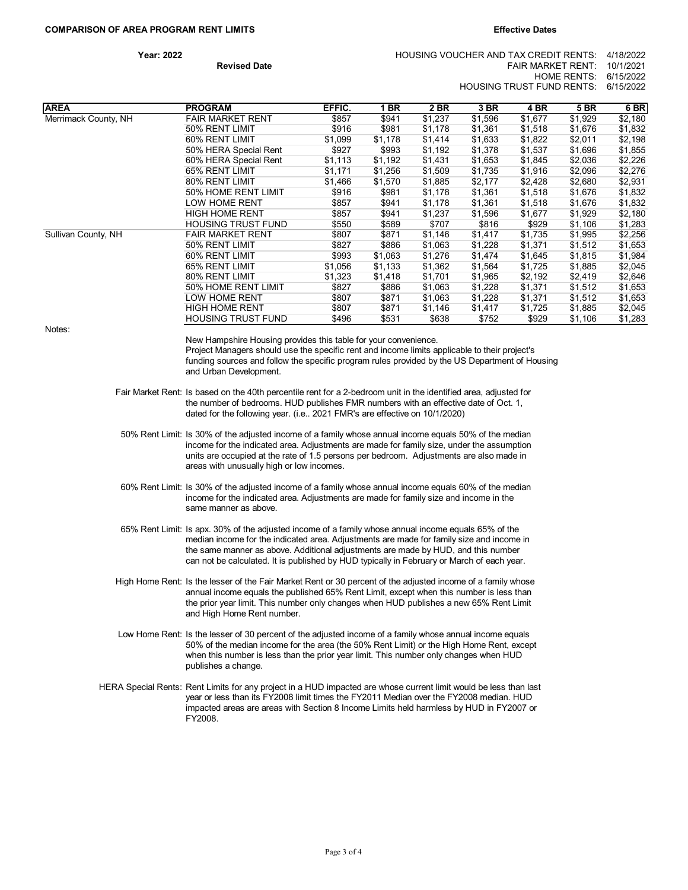**COMPARISON OF AREA PROGRAM RENT LIMITS**

**Year: 2022**

**Revised Date**

**Effective Dates**

HOUSING VOUCHER AND TAX CREDIT RENTS: 4/18/2022
FAIR MARKET RENT: 10/1/2021
HOME RENTS: 6/15/2022
HOUSING TRUST FUND RENTS: 6/15/2022

| AREA | PROGRAM | EFFIC. | 1 BR | 2 BR | 3 BR | 4 BR | 5 BR | 6 BR |
|---|---|---|---|---|---|---|---|---|
| Merrimack County, NH | FAIR MARKET RENT | $857 | $941 | $1,237 | $1,596 | $1,677 | $1,929 | $2,180 |
| | 50% RENT LIMIT | $916 | $981 | $1,178 | $1,361 | $1,518 | $1,676 | $1,832 |
| | 60% RENT LIMIT | $1,099 | $1,178 | $1,414 | $1,633 | $1,822 | $2,011 | $2,198 |
| | 50% HERA Special Rent | $927 | $993 | $1,192 | $1,378 | $1,537 | $1,696 | $1,855 |
| | 60% HERA Special Rent | $1,113 | $1,192 | $1,431 | $1,653 | $1,845 | $2,036 | $2,226 |
| | 65% RENT LIMIT | $1,171 | $1,256 | $1,509 | $1,735 | $1,916 | $2,096 | $2,276 |
| | 80% RENT LIMIT | $1,466 | $1,570 | $1,885 | $2,177 | $2,428 | $2,680 | $2,931 |
| | 50% HOME RENT LIMIT | $916 | $981 | $1,178 | $1,361 | $1,518 | $1,676 | $1,832 |
| | LOW HOME RENT | $857 | $941 | $1,178 | $1,361 | $1,518 | $1,676 | $1,832 |
| | HIGH HOME RENT | $857 | $941 | $1,237 | $1,596 | $1,677 | $1,929 | $2,180 |
| | HOUSING TRUST FUND | $550 | $589 | $707 | $816 | $929 | $1,106 | $1,283 |
| Sullivan County, NH | FAIR MARKET RENT | $807 | $871 | $1,146 | $1,417 | $1,735 | $1,995 | $2,256 |
| | 50% RENT LIMIT | $827 | $886 | $1,063 | $1,228 | $1,371 | $1,512 | $1,653 |
| | 60% RENT LIMIT | $993 | $1,063 | $1,276 | $1,474 | $1,645 | $1,815 | $1,984 |
| | 65% RENT LIMIT | $1,056 | $1,133 | $1,362 | $1,564 | $1,725 | $1,885 | $2,045 |
| | 80% RENT LIMIT | $1,323 | $1,418 | $1,701 | $1,965 | $2,192 | $2,419 | $2,646 |
| | 50% HOME RENT LIMIT | $827 | $886 | $1,063 | $1,228 | $1,371 | $1,512 | $1,653 |
| | LOW HOME RENT | $807 | $871 | $1,063 | $1,228 | $1,371 | $1,512 | $1,653 |
| | HIGH HOME RENT | $807 | $871 | $1,146 | $1,417 | $1,725 | $1,885 | $2,045 |
| | HOUSING TRUST FUND | $496 | $531 | $638 | $752 | $929 | $1,106 | $1,283 |

Notes:

New Hampshire Housing provides this table for your convenience.
Project Managers should use the specific rent and income limits applicable to their project's funding sources and follow the specific program rules provided by the US Department of Housing and Urban Development.

Fair Market Rent: Is based on the 40th percentile rent for a 2-bedroom unit in the identified area, adjusted for the number of bedrooms. HUD publishes FMR numbers with an effective date of Oct. 1, dated for the following year. (i.e.. 2021 FMR's are effective on 10/1/2020)

50% Rent Limit: Is 30% of the adjusted income of a family whose annual income equals 50% of the median income for the indicated area. Adjustments are made for family size, under the assumption units are occupied at the rate of 1.5 persons per bedroom. Adjustments are also made in areas with unusually high or low incomes.

60% Rent Limit: Is 30% of the adjusted income of a family whose annual income equals 60% of the median income for the indicated area. Adjustments are made for family size and income in the same manner as above.

65% Rent Limit: Is apx. 30% of the adjusted income of a family whose annual income equals 65% of the median income for the indicated area. Adjustments are made for family size and income in the same manner as above. Additional adjustments are made by HUD, and this number can not be calculated. It is published by HUD typically in February or March of each year.

High Home Rent: Is the lesser of the Fair Market Rent or 30 percent of the adjusted income of a family whose annual income equals the published 65% Rent Limit, except when this number is less than the prior year limit. This number only changes when HUD publishes a new 65% Rent Limit and High Home Rent number.

Low Home Rent: Is the lesser of 30 percent of the adjusted income of a family whose annual income equals 50% of the median income for the area (the 50% Rent Limit) or the High Home Rent, except when this number is less than the prior year limit. This number only changes when HUD publishes a change.

HERA Special Rents: Rent Limits for any project in a HUD impacted are whose current limit would be less than last year or less than its FY2008 limit times the FY2011 Median over the FY2008 median. HUD impacted areas are areas with Section 8 Income Limits held harmless by HUD in FY2007 or FY2008.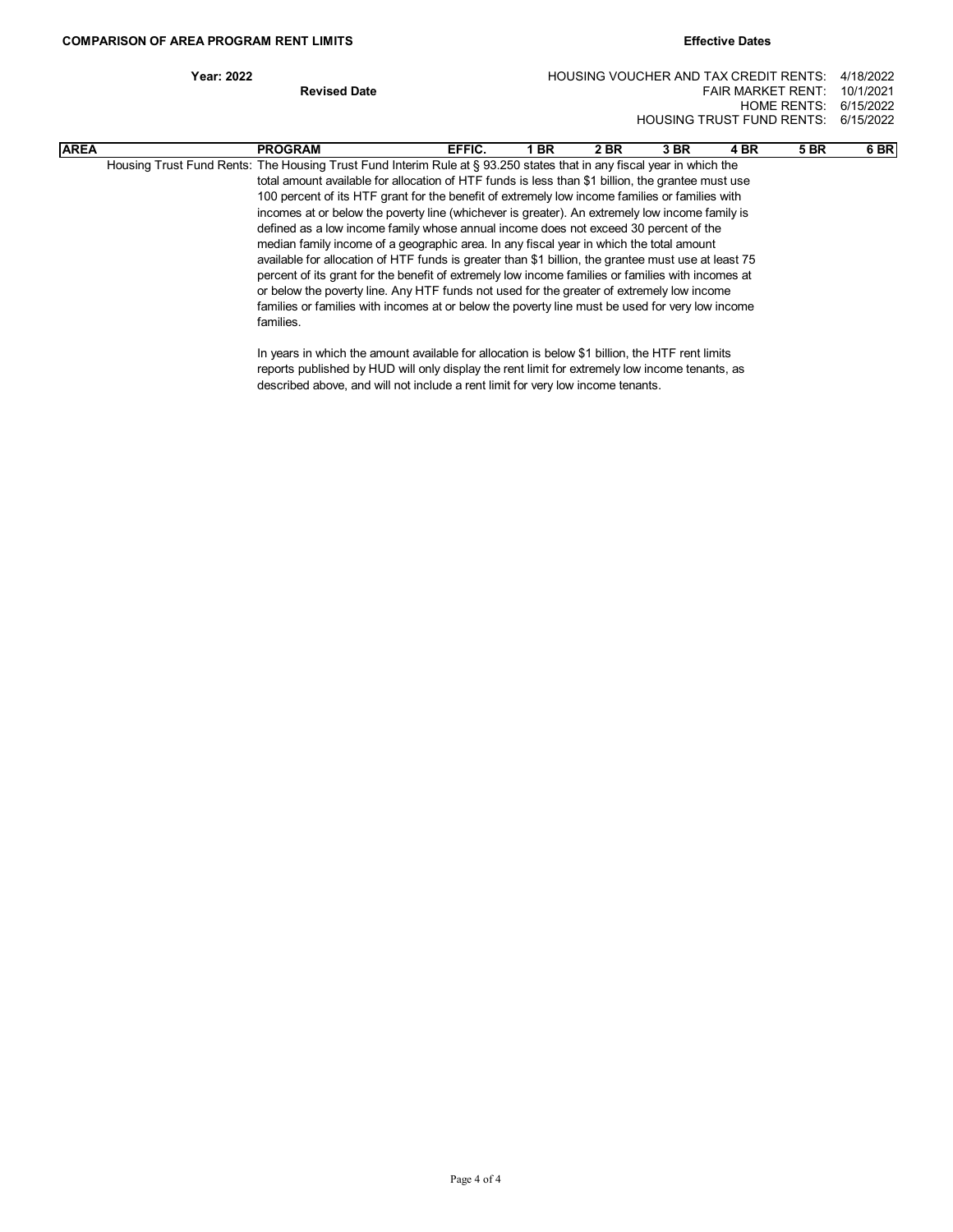**COMPARISON OF AREA PROGRAM RENT LIMITS**

**Effective Dates**

**Year: 2022**

**Revised Date**

HOUSING VOUCHER AND TAX CREDIT RENTS: 4/18/2022
FAIR MARKET RENT: 10/1/2021
HOME RENTS: 6/15/2022
HOUSING TRUST FUND RENTS: 6/15/2022

| AREA | PROGRAM | EFFIC. | 1 BR | 2 BR | 3 BR | 4 BR | 5 BR | 6 BR |
|---|---|---|---|---|---|---|---|---|

Housing Trust Fund Rents: The Housing Trust Fund Interim Rule at § 93.250 states that in any fiscal year in which the total amount available for allocation of HTF funds is less than $1 billion, the grantee must use 100 percent of its HTF grant for the benefit of extremely low income families or families with incomes at or below the poverty line (whichever is greater). An extremely low income family is defined as a low income family whose annual income does not exceed 30 percent of the median family income of a geographic area. In any fiscal year in which the total amount available for allocation of HTF funds is greater than $1 billion, the grantee must use at least 75 percent of its grant for the benefit of extremely low income families or families with incomes at or below the poverty line. Any HTF funds not used for the greater of extremely low income families or families with incomes at or below the poverty line must be used for very low income families.

In years in which the amount available for allocation is below $1 billion, the HTF rent limits reports published by HUD will only display the rent limit for extremely low income tenants, as described above, and will not include a rent limit for very low income tenants.